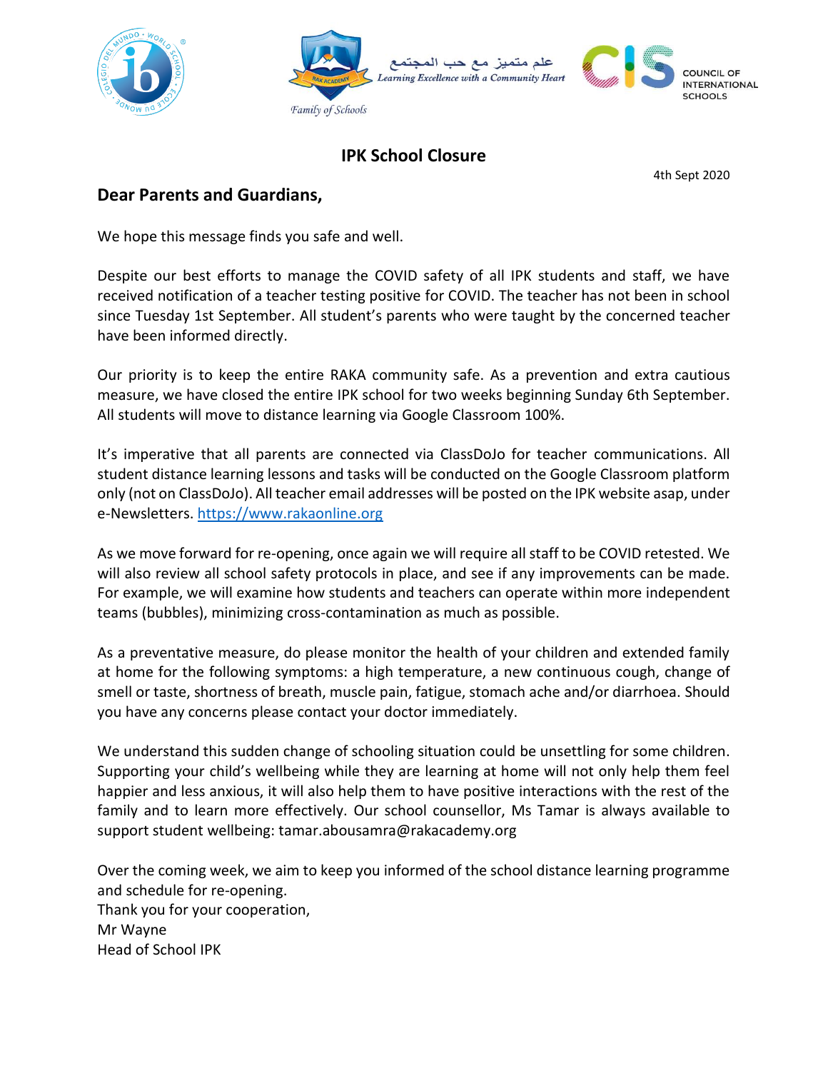علم متميز مع حب المجتمع
*Learning Excellence with a Community Heart*

*Family of Schools*

COUNCIL OF INTERNATIONAL SCHOOLS

# IPK School Closure

4th Sept 2020

## Dear Parents and Guardians,

We hope this message finds you safe and well.

Despite our best efforts to manage the COVID safety of all IPK students and staff, we have received notification of a teacher testing positive for COVID. The teacher has not been in school since Tuesday 1st September. All student's parents who were taught by the concerned teacher have been informed directly.

Our priority is to keep the entire RAKA community safe. As a prevention and extra cautious measure, we have closed the entire IPK school for two weeks beginning Sunday 6th September. All students will move to distance learning via Google Classroom 100%.

It's imperative that all parents are connected via ClassDoJo for teacher communications. All student distance learning lessons and tasks will be conducted on the Google Classroom platform only (not on ClassDoJo). All teacher email addresses will be posted on the IPK website asap, under e-Newsletters. https://www.rakaonline.org

As we move forward for re-opening, once again we will require all staff to be COVID retested. We will also review all school safety protocols in place, and see if any improvements can be made. For example, we will examine how students and teachers can operate within more independent teams (bubbles), minimizing cross-contamination as much as possible.

As a preventative measure, do please monitor the health of your children and extended family at home for the following symptoms: a high temperature, a new continuous cough, change of smell or taste, shortness of breath, muscle pain, fatigue, stomach ache and/or diarrhoea. Should you have any concerns please contact your doctor immediately.

We understand this sudden change of schooling situation could be unsettling for some children. Supporting your child's wellbeing while they are learning at home will not only help them feel happier and less anxious, it will also help them to have positive interactions with the rest of the family and to learn more effectively. Our school counsellor, Ms Tamar is always available to support student wellbeing: tamar.abousamra@rakacademy.org

Over the coming week, we aim to keep you informed of the school distance learning programme and schedule for re-opening.
Thank you for your cooperation,
Mr Wayne
Head of School IPK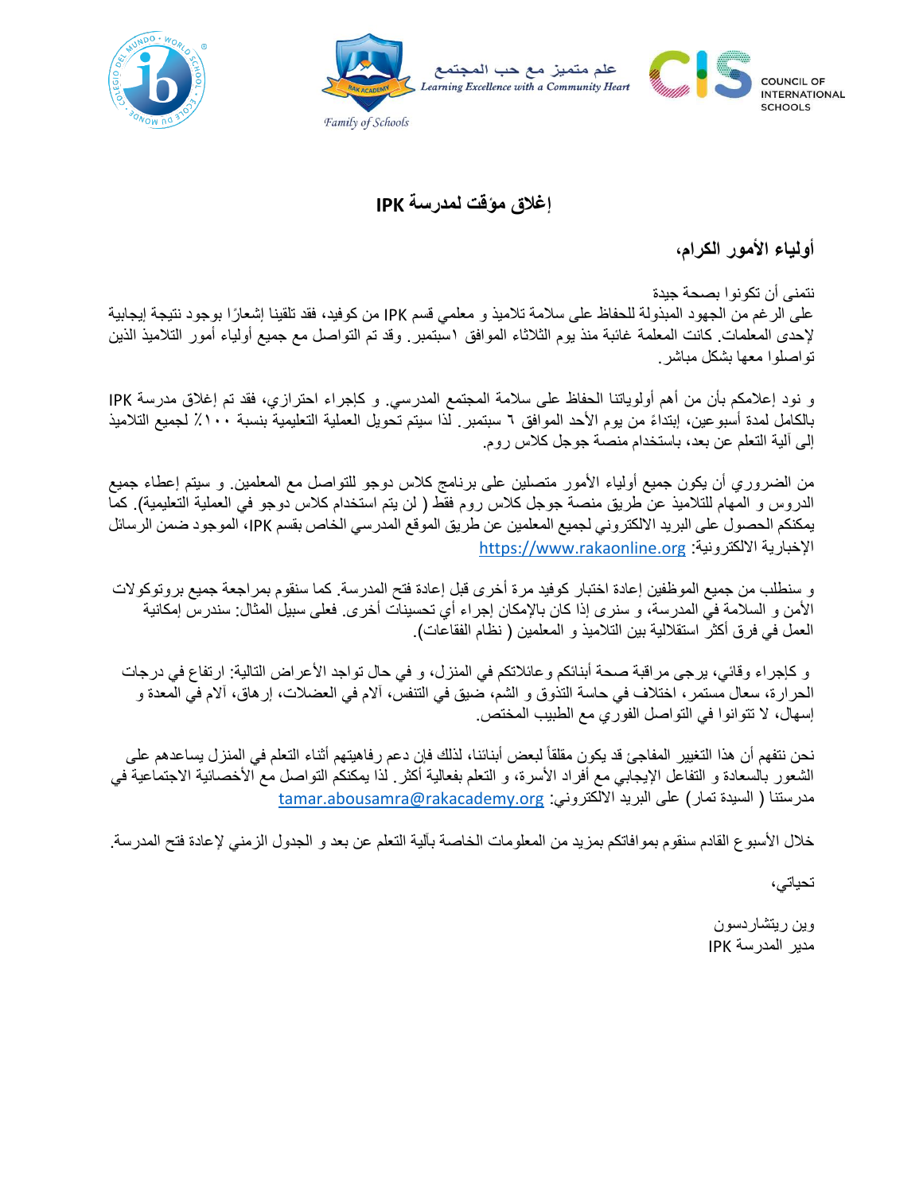علم متميز مع حب المجتمع
*Learning Excellence with a Community Heart*

*Family of Schools*

COUNCIL OF INTERNATIONAL SCHOOLS

## إغلاق مؤقت لمدرسة IPK

**أولياء الأمور الكرام،**

نتمنى أن تكونوا بصحة جيدة
على الرغم من الجهود المبذولة للحفاظ على سلامة تلاميذ و معلمي قسم IPK من كوفيد، فقد تلقينا إشعارًا بوجود نتيجة إيجابية لإحدى المعلمات. كانت المعلمة غائبة منذ يوم الثلاثاء الموافق ١سبتمبر. وقد تم التواصل مع جميع أولياء أمور التلاميذ الذين تواصلوا معها بشكل مباشر.

و نود إعلامكم بأن من أهم أولوياتنا الحفاظ على سلامة المجتمع المدرسي. و كإجراء احترازي، فقد تم إغلاق مدرسة IPK بالكامل لمدة أسبوعين، إبتداءً من يوم الأحد الموافق ٦ سبتمبر. لذا سيتم تحويل العملية التعليمية بنسبة ١٠٠٪ لجميع التلاميذ إلى آلية التعلم عن بعد، باستخدام منصة جوجل كلاس روم.

من الضروري أن يكون جميع أولياء الأمور متصلين على برنامج كلاس دوجو للتواصل مع المعلمين. و سيتم إعطاء جميع الدروس و المهام للتلاميذ عن طريق منصة جوجل كلاس روم فقط ( لن يتم استخدام كلاس دوجو في العملية التعليمية). كما يمكنكم الحصول على البريد الالكتروني لجميع المعلمين عن طريق الموقع المدرسي الخاص بقسم IPK، الموجود ضمن الرسائل الإخبارية الالكترونية: https://www.rakaonline.org

و سنطلب من جميع الموظفين إعادة اختبار كوفيد مرة أخرى قبل إعادة فتح المدرسة. كما سنقوم بمراجعة جميع بروتوكولات الأمن و السلامة في المدرسة، و سنرى إذا كان بالإمكان إجراء أي تحسينات أخرى. فعلى سبيل المثال: سندرس إمكانية العمل في فرق أكثر استقلالية بين التلاميذ و المعلمين ( نظام الفقاعات).

و كإجراء وقائي، يرجى مراقبة صحة أبنائكم وعائلاتكم في المنزل، و في حال تواجد الأعراض التالية: ارتفاع في درجات الحرارة، سعال مستمر، اختلاف في حاسة التذوق و الشم، ضيق في التنفس، آلام في العضلات، إرهاق، آلام في المعدة و إسهال، لا تتوانوا في التواصل الفوري مع الطبيب المختص.

نحن نتفهم أن هذا التغيير المفاجئ قد يكون مقلقاً لبعض أبنائنا، لذلك فإن دعم رفاهيتهم أثناء التعلم في المنزل يساعدهم على الشعور بالسعادة و التفاعل الإيجابي مع أفراد الأسرة، و التعلم بفعالية أكثر. لذا يمكنكم التواصل مع الأخصائية الاجتماعية في مدرستنا ( السيدة تمار) على البريد الالكتروني: tamar.abousamra@rakacademy.org

خلال الأسبوع القادم سنقوم بموافاتكم بمزيد من المعلومات الخاصة بآلية التعلم عن بعد و الجدول الزمني لإعادة فتح المدرسة.

تحياتي،

وين ريتشاردسون
مدير المدرسة IPK